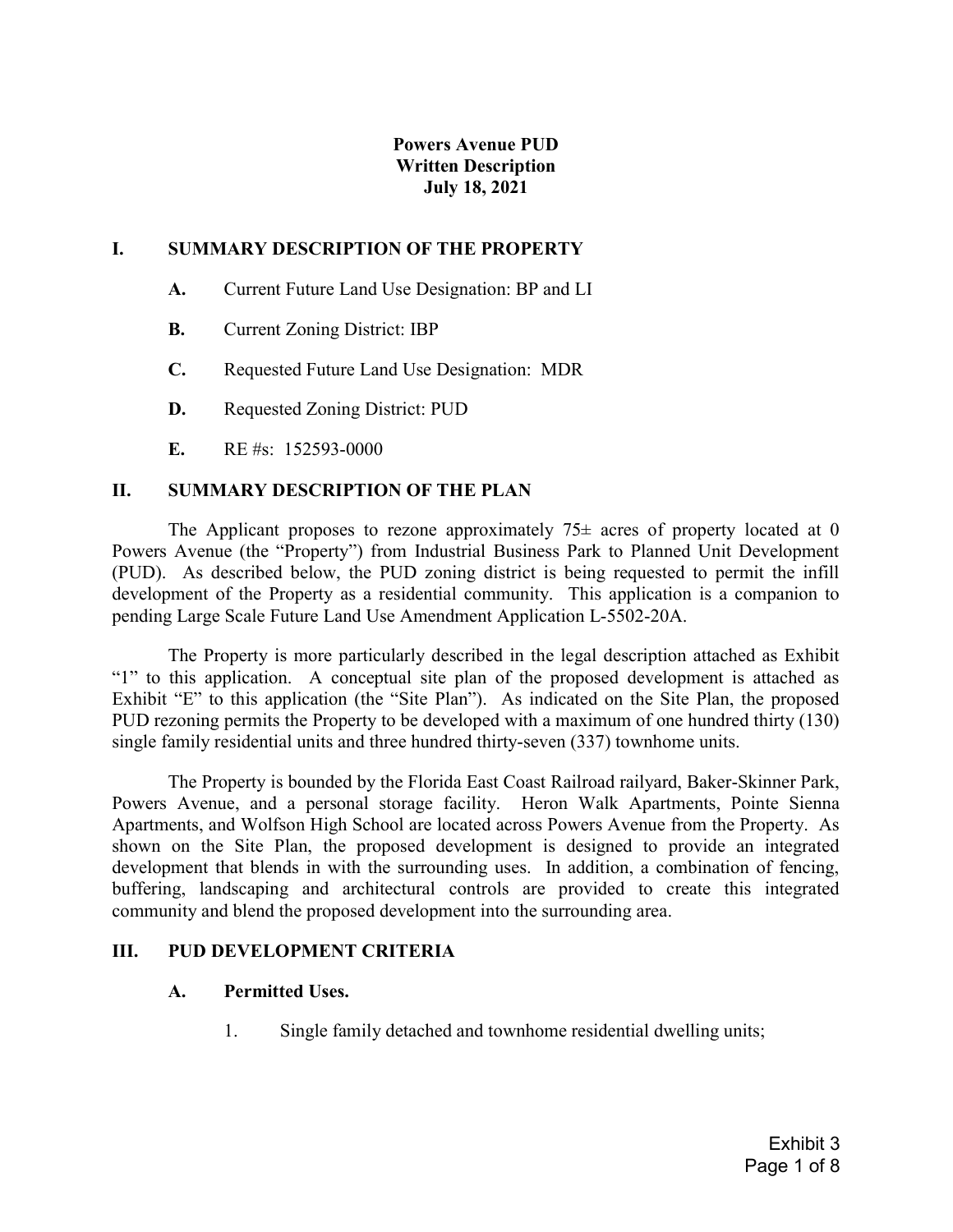# Powers Avenue PUD
# Written Description
# July 18, 2021

## I. SUMMARY DESCRIPTION OF THE PROPERTY

**A.** Current Future Land Use Designation: BP and LI

**B.** Current Zoning District: IBP

**C.** Requested Future Land Use Designation: MDR

**D.** Requested Zoning District: PUD

**E.** RE #s: 152593-0000

## II. SUMMARY DESCRIPTION OF THE PLAN

The Applicant proposes to rezone approximately 75± acres of property located at 0 Powers Avenue (the "Property") from Industrial Business Park to Planned Unit Development (PUD). As described below, the PUD zoning district is being requested to permit the infill development of the Property as a residential community. This application is a companion to pending Large Scale Future Land Use Amendment Application L-5502-20A.

The Property is more particularly described in the legal description attached as Exhibit "1" to this application. A conceptual site plan of the proposed development is attached as Exhibit "E" to this application (the "Site Plan"). As indicated on the Site Plan, the proposed PUD rezoning permits the Property to be developed with a maximum of one hundred thirty (130) single family residential units and three hundred thirty-seven (337) townhome units.

The Property is bounded by the Florida East Coast Railroad railyard, Baker-Skinner Park, Powers Avenue, and a personal storage facility. Heron Walk Apartments, Pointe Sienna Apartments, and Wolfson High School are located across Powers Avenue from the Property. As shown on the Site Plan, the proposed development is designed to provide an integrated development that blends in with the surrounding uses. In addition, a combination of fencing, buffering, landscaping and architectural controls are provided to create this integrated community and blend the proposed development into the surrounding area.

## III. PUD DEVELOPMENT CRITERIA

### A. Permitted Uses.

1. Single family detached and townhome residential dwelling units;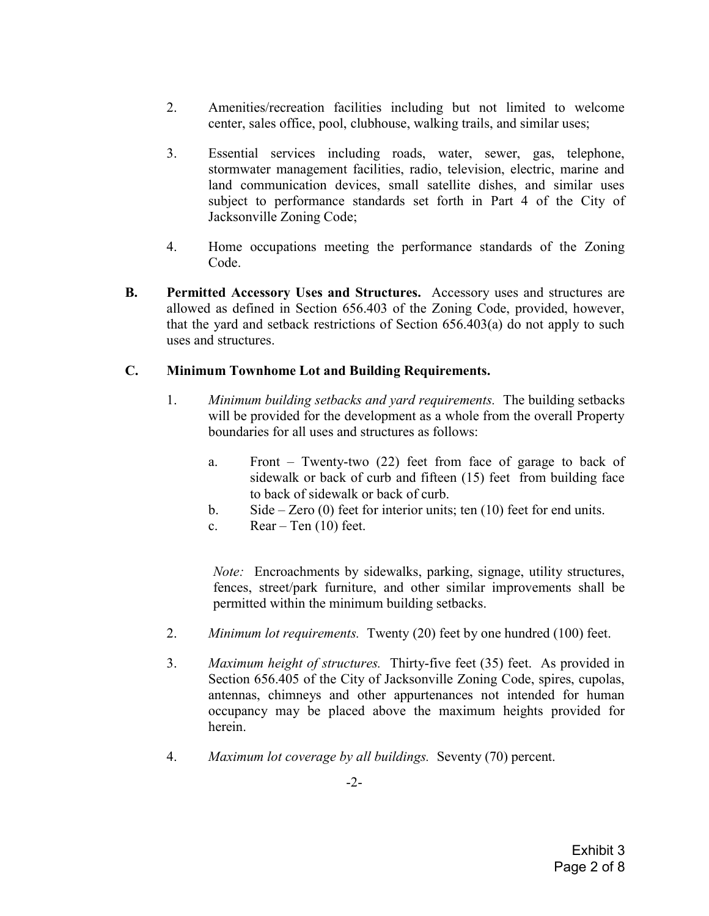2. Amenities/recreation facilities including but not limited to welcome center, sales office, pool, clubhouse, walking trails, and similar uses;

3. Essential services including roads, water, sewer, gas, telephone, stormwater management facilities, radio, television, electric, marine and land communication devices, small satellite dishes, and similar uses subject to performance standards set forth in Part 4 of the City of Jacksonville Zoning Code;

4. Home occupations meeting the performance standards of the Zoning Code.

**B. Permitted Accessory Uses and Structures.** Accessory uses and structures are allowed as defined in Section 656.403 of the Zoning Code, provided, however, that the yard and setback restrictions of Section 656.403(a) do not apply to such uses and structures.

**C. Minimum Townhome Lot and Building Requirements.**

1. *Minimum building setbacks and yard requirements.* The building setbacks will be provided for the development as a whole from the overall Property boundaries for all uses and structures as follows:

   a. Front – Twenty-two (22) feet from face of garage to back of sidewalk or back of curb and fifteen (15) feet from building face to back of sidewalk or back of curb.
   
   b. Side – Zero (0) feet for interior units; ten (10) feet for end units.
   
   c. Rear – Ten (10) feet.

   *Note:* Encroachments by sidewalks, parking, signage, utility structures, fences, street/park furniture, and other similar improvements shall be permitted within the minimum building setbacks.

2. *Minimum lot requirements.* Twenty (20) feet by one hundred (100) feet.

3. *Maximum height of structures.* Thirty-five feet (35) feet. As provided in Section 656.405 of the City of Jacksonville Zoning Code, spires, cupolas, antennas, chimneys and other appurtenances not intended for human occupancy may be placed above the maximum heights provided for herein.

4. *Maximum lot coverage by all buildings.* Seventy (70) percent.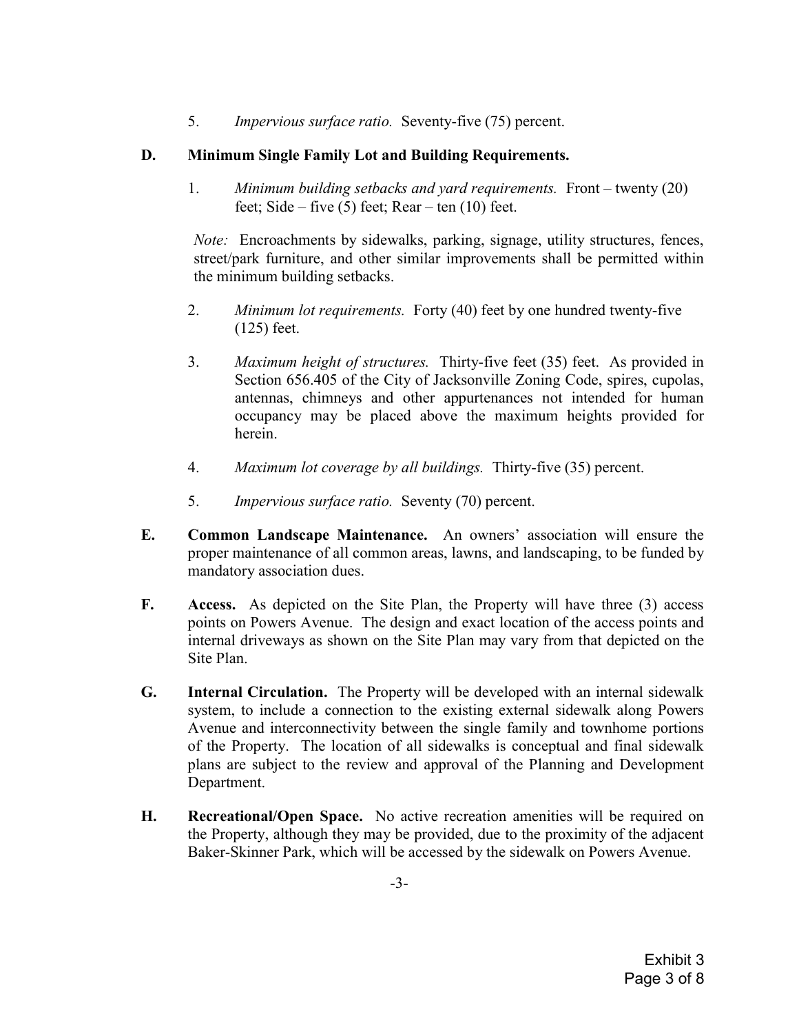5. *Impervious surface ratio.* Seventy-five (75) percent.

**D. Minimum Single Family Lot and Building Requirements.**

1. *Minimum building setbacks and yard requirements.* Front – twenty (20) feet; Side – five (5) feet; Rear – ten (10) feet.

*Note:* Encroachments by sidewalks, parking, signage, utility structures, fences, street/park furniture, and other similar improvements shall be permitted within the minimum building setbacks.

2. *Minimum lot requirements.* Forty (40) feet by one hundred twenty-five (125) feet.

3. *Maximum height of structures.* Thirty-five feet (35) feet. As provided in Section 656.405 of the City of Jacksonville Zoning Code, spires, cupolas, antennas, chimneys and other appurtenances not intended for human occupancy may be placed above the maximum heights provided for herein.

4. *Maximum lot coverage by all buildings.* Thirty-five (35) percent.

5. *Impervious surface ratio.* Seventy (70) percent.

**E. Common Landscape Maintenance.** An owners' association will ensure the proper maintenance of all common areas, lawns, and landscaping, to be funded by mandatory association dues.

**F. Access.** As depicted on the Site Plan, the Property will have three (3) access points on Powers Avenue. The design and exact location of the access points and internal driveways as shown on the Site Plan may vary from that depicted on the Site Plan.

**G. Internal Circulation.** The Property will be developed with an internal sidewalk system, to include a connection to the existing external sidewalk along Powers Avenue and interconnectivity between the single family and townhome portions of the Property. The location of all sidewalks is conceptual and final sidewalk plans are subject to the review and approval of the Planning and Development Department.

**H. Recreational/Open Space.** No active recreation amenities will be required on the Property, although they may be provided, due to the proximity of the adjacent Baker-Skinner Park, which will be accessed by the sidewalk on Powers Avenue.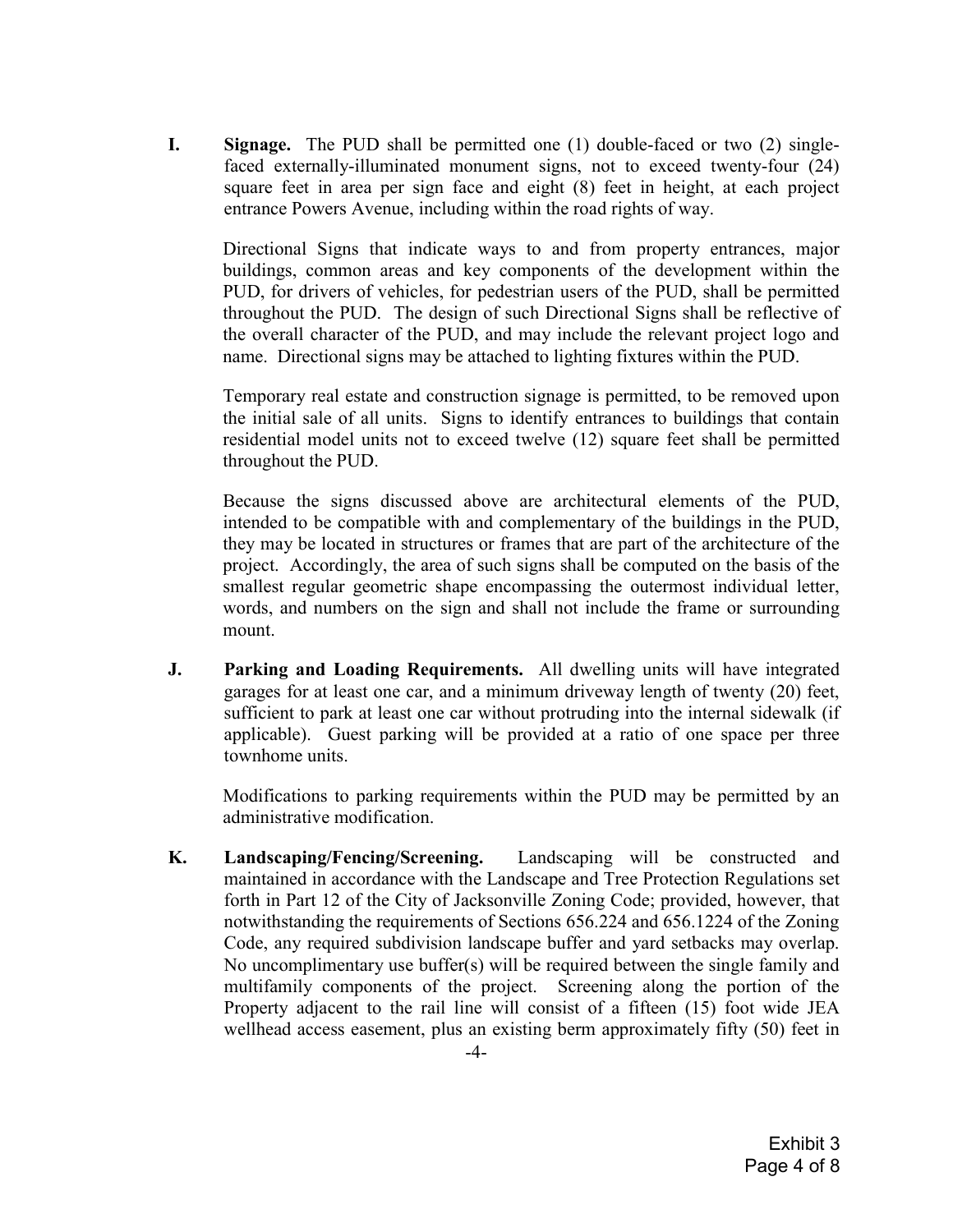**I.** **Signage.** The PUD shall be permitted one (1) double-faced or two (2) single-faced externally-illuminated monument signs, not to exceed twenty-four (24) square feet in area per sign face and eight (8) feet in height, at each project entrance Powers Avenue, including within the road rights of way.

Directional Signs that indicate ways to and from property entrances, major buildings, common areas and key components of the development within the PUD, for drivers of vehicles, for pedestrian users of the PUD, shall be permitted throughout the PUD. The design of such Directional Signs shall be reflective of the overall character of the PUD, and may include the relevant project logo and name. Directional signs may be attached to lighting fixtures within the PUD.

Temporary real estate and construction signage is permitted, to be removed upon the initial sale of all units. Signs to identify entrances to buildings that contain residential model units not to exceed twelve (12) square feet shall be permitted throughout the PUD.

Because the signs discussed above are architectural elements of the PUD, intended to be compatible with and complementary of the buildings in the PUD, they may be located in structures or frames that are part of the architecture of the project. Accordingly, the area of such signs shall be computed on the basis of the smallest regular geometric shape encompassing the outermost individual letter, words, and numbers on the sign and shall not include the frame or surrounding mount.

**J.** **Parking and Loading Requirements.** All dwelling units will have integrated garages for at least one car, and a minimum driveway length of twenty (20) feet, sufficient to park at least one car without protruding into the internal sidewalk (if applicable). Guest parking will be provided at a ratio of one space per three townhome units.

Modifications to parking requirements within the PUD may be permitted by an administrative modification.

**K.** **Landscaping/Fencing/Screening.** Landscaping will be constructed and maintained in accordance with the Landscape and Tree Protection Regulations set forth in Part 12 of the City of Jacksonville Zoning Code; provided, however, that notwithstanding the requirements of Sections 656.224 and 656.1224 of the Zoning Code, any required subdivision landscape buffer and yard setbacks may overlap. No uncomplimentary use buffer(s) will be required between the single family and multifamily components of the project. Screening along the portion of the Property adjacent to the rail line will consist of a fifteen (15) foot wide JEA wellhead access easement, plus an existing berm approximately fifty (50) feet in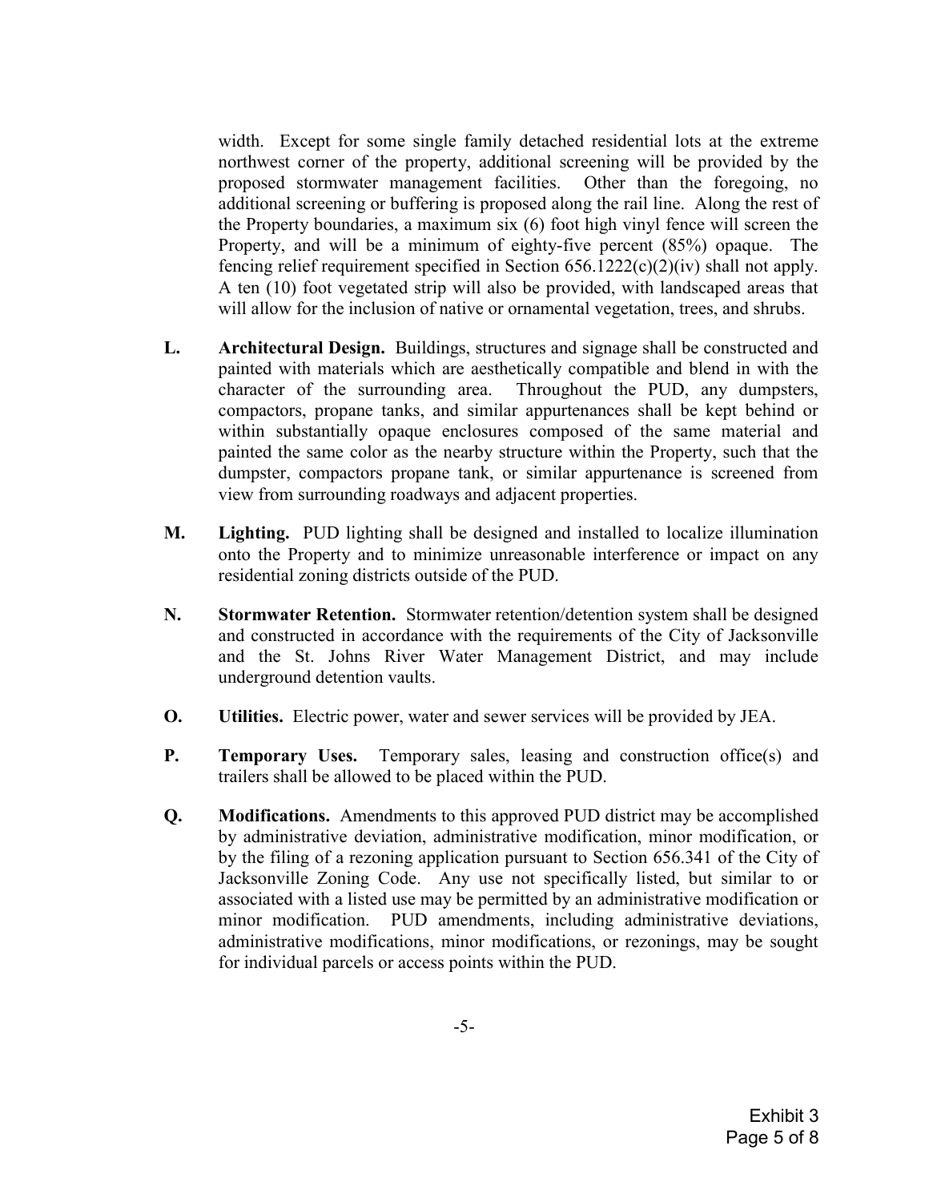width. Except for some single family detached residential lots at the extreme northwest corner of the property, additional screening will be provided by the proposed stormwater management facilities. Other than the foregoing, no additional screening or buffering is proposed along the rail line. Along the rest of the Property boundaries, a maximum six (6) foot high vinyl fence will screen the Property, and will be a minimum of eighty-five percent (85%) opaque. The fencing relief requirement specified in Section 656.1222(c)(2)(iv) shall not apply. A ten (10) foot vegetated strip will also be provided, with landscaped areas that will allow for the inclusion of native or ornamental vegetation, trees, and shrubs.

**L. Architectural Design.** Buildings, structures and signage shall be constructed and painted with materials which are aesthetically compatible and blend in with the character of the surrounding area. Throughout the PUD, any dumpsters, compactors, propane tanks, and similar appurtenances shall be kept behind or within substantially opaque enclosures composed of the same material and painted the same color as the nearby structure within the Property, such that the dumpster, compactors propane tank, or similar appurtenance is screened from view from surrounding roadways and adjacent properties.

**M. Lighting.** PUD lighting shall be designed and installed to localize illumination onto the Property and to minimize unreasonable interference or impact on any residential zoning districts outside of the PUD.

**N. Stormwater Retention.** Stormwater retention/detention system shall be designed and constructed in accordance with the requirements of the City of Jacksonville and the St. Johns River Water Management District, and may include underground detention vaults.

**O. Utilities.** Electric power, water and sewer services will be provided by JEA.

**P. Temporary Uses.** Temporary sales, leasing and construction office(s) and trailers shall be allowed to be placed within the PUD.

**Q. Modifications.** Amendments to this approved PUD district may be accomplished by administrative deviation, administrative modification, minor modification, or by the filing of a rezoning application pursuant to Section 656.341 of the City of Jacksonville Zoning Code. Any use not specifically listed, but similar to or associated with a listed use may be permitted by an administrative modification or minor modification. PUD amendments, including administrative deviations, administrative modifications, minor modifications, or rezonings, may be sought for individual parcels or access points within the PUD.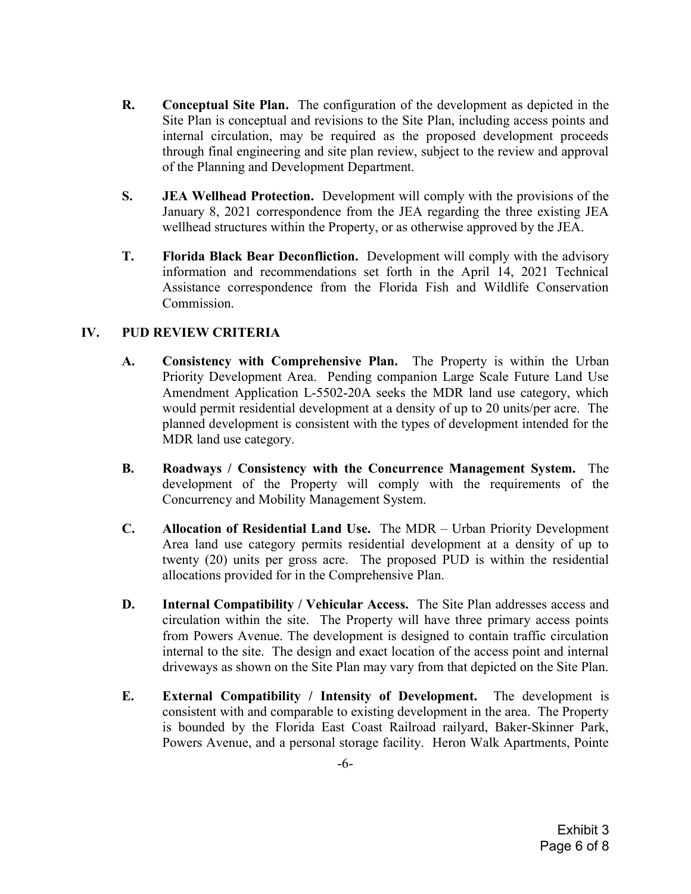**R. Conceptual Site Plan.** The configuration of the development as depicted in the Site Plan is conceptual and revisions to the Site Plan, including access points and internal circulation, may be required as the proposed development proceeds through final engineering and site plan review, subject to the review and approval of the Planning and Development Department.

**S. JEA Wellhead Protection.** Development will comply with the provisions of the January 8, 2021 correspondence from the JEA regarding the three existing JEA wellhead structures within the Property, or as otherwise approved by the JEA.

**T. Florida Black Bear Deconfliction.** Development will comply with the advisory information and recommendations set forth in the April 14, 2021 Technical Assistance correspondence from the Florida Fish and Wildlife Conservation Commission.

## IV. PUD REVIEW CRITERIA

**A. Consistency with Comprehensive Plan.** The Property is within the Urban Priority Development Area. Pending companion Large Scale Future Land Use Amendment Application L-5502-20A seeks the MDR land use category, which would permit residential development at a density of up to 20 units/per acre. The planned development is consistent with the types of development intended for the MDR land use category.

**B. Roadways / Consistency with the Concurrence Management System.** The development of the Property will comply with the requirements of the Concurrency and Mobility Management System.

**C. Allocation of Residential Land Use.** The MDR – Urban Priority Development Area land use category permits residential development at a density of up to twenty (20) units per gross acre. The proposed PUD is within the residential allocations provided for in the Comprehensive Plan.

**D. Internal Compatibility / Vehicular Access.** The Site Plan addresses access and circulation within the site. The Property will have three primary access points from Powers Avenue. The development is designed to contain traffic circulation internal to the site. The design and exact location of the access point and internal driveways as shown on the Site Plan may vary from that depicted on the Site Plan.

**E. External Compatibility / Intensity of Development.** The development is consistent with and comparable to existing development in the area. The Property is bounded by the Florida East Coast Railroad railyard, Baker-Skinner Park, Powers Avenue, and a personal storage facility. Heron Walk Apartments, Pointe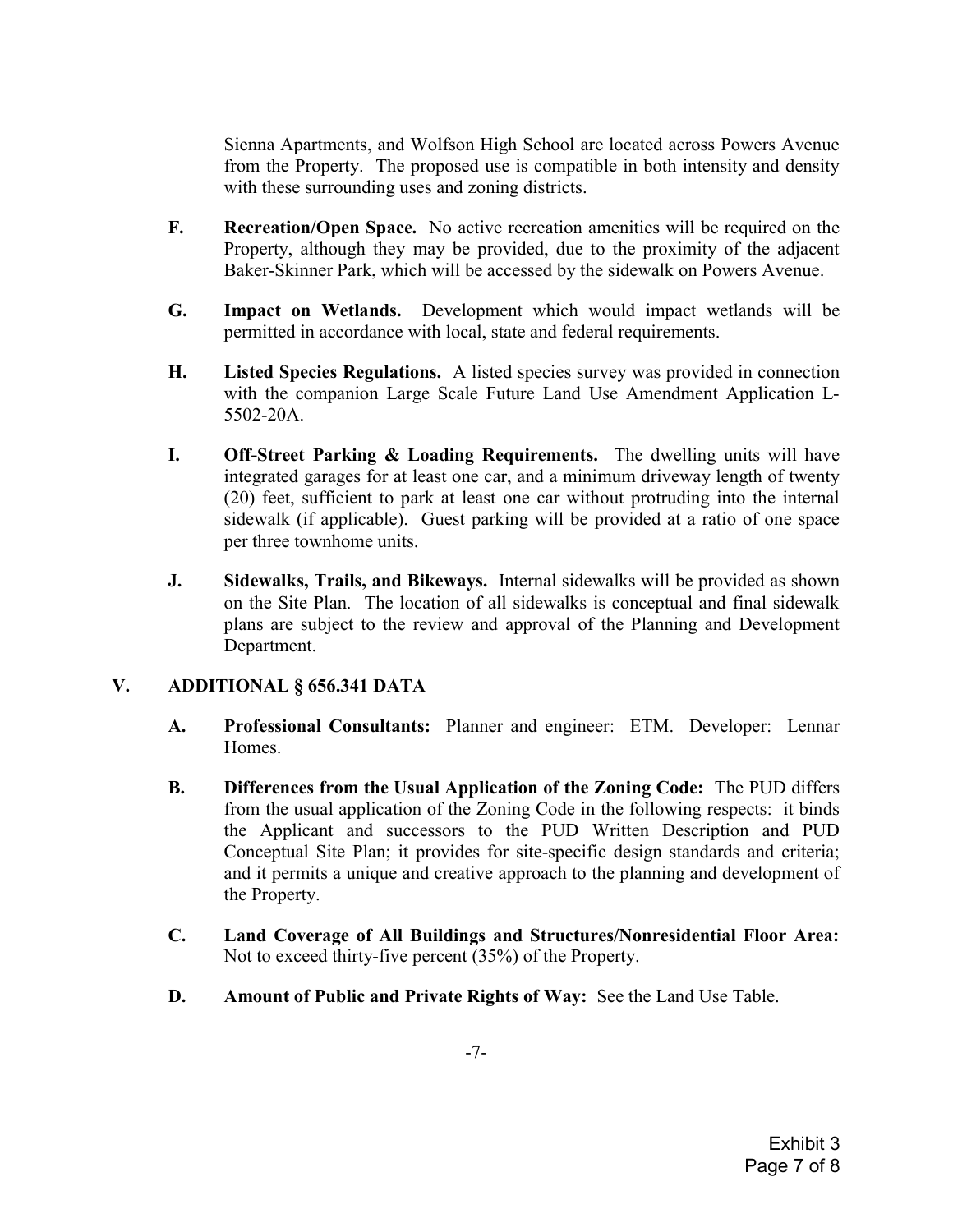Sienna Apartments, and Wolfson High School are located across Powers Avenue from the Property. The proposed use is compatible in both intensity and density with these surrounding uses and zoning districts.

**F. Recreation/Open Space.** No active recreation amenities will be required on the Property, although they may be provided, due to the proximity of the adjacent Baker-Skinner Park, which will be accessed by the sidewalk on Powers Avenue.

**G. Impact on Wetlands.** Development which would impact wetlands will be permitted in accordance with local, state and federal requirements.

**H. Listed Species Regulations.** A listed species survey was provided in connection with the companion Large Scale Future Land Use Amendment Application L-5502-20A.

**I. Off-Street Parking & Loading Requirements.** The dwelling units will have integrated garages for at least one car, and a minimum driveway length of twenty (20) feet, sufficient to park at least one car without protruding into the internal sidewalk (if applicable). Guest parking will be provided at a ratio of one space per three townhome units.

**J. Sidewalks, Trails, and Bikeways.** Internal sidewalks will be provided as shown on the Site Plan. The location of all sidewalks is conceptual and final sidewalk plans are subject to the review and approval of the Planning and Development Department.

## V. ADDITIONAL § 656.341 DATA

**A. Professional Consultants:** Planner and engineer: ETM. Developer: Lennar Homes.

**B. Differences from the Usual Application of the Zoning Code:** The PUD differs from the usual application of the Zoning Code in the following respects: it binds the Applicant and successors to the PUD Written Description and PUD Conceptual Site Plan; it provides for site-specific design standards and criteria; and it permits a unique and creative approach to the planning and development of the Property.

**C. Land Coverage of All Buildings and Structures/Nonresidential Floor Area:** Not to exceed thirty-five percent (35%) of the Property.

**D. Amount of Public and Private Rights of Way:** See the Land Use Table.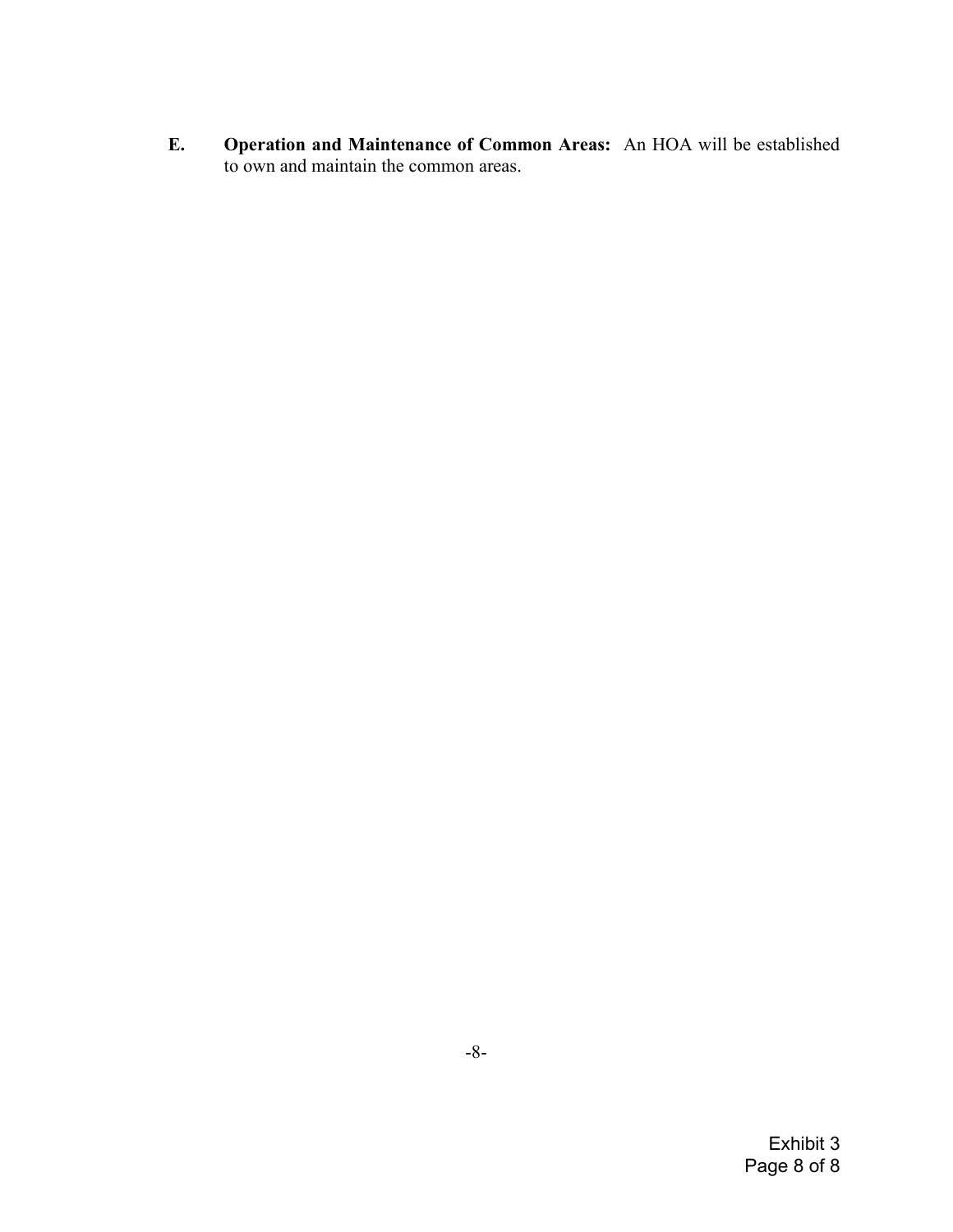**E. Operation and Maintenance of Common Areas:** An HOA will be established to own and maintain the common areas.